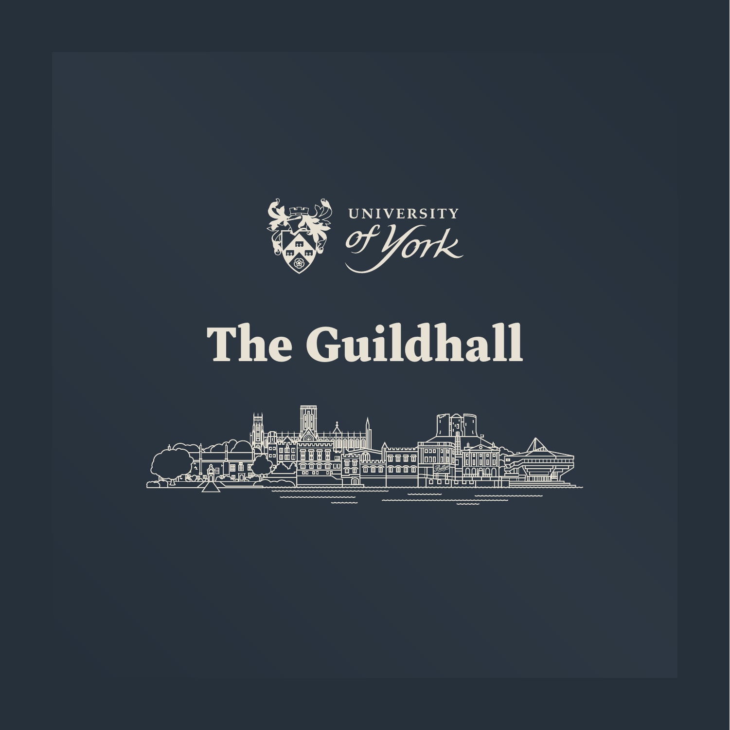UNIVERSITY *of York*

# The Guildhall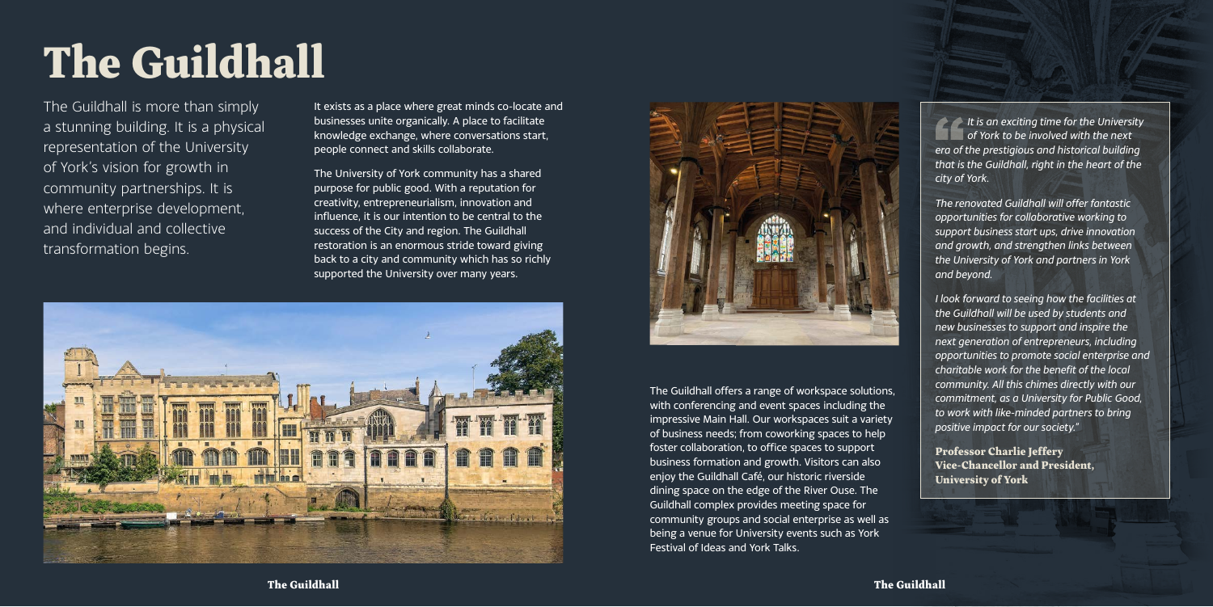# The Guildhall

The Guildhall is more than simply a stunning building. It is a physical representation of the University of York's vision for growth in community partnerships. It is where enterprise development, and individual and collective transformation begins.

It exists as a place where great minds co-locate and businesses unite organically. A place to facilitate knowledge exchange, where conversations start, people connect and skills collaborate.

The University of York community has a shared purpose for public good. With a reputation for creativity, entrepreneurialism, innovation and influence, it is our intention to be central to the success of the City and region. The Guildhall restoration is an enormous stride toward giving back to a city and community which has so richly supported the University over many years.

The Guildhall offers a range of workspace solutions, with conferencing and event spaces including the impressive Main Hall. Our workspaces suit a variety of business needs; from coworking spaces to help foster collaboration, to office spaces to support business formation and growth. Visitors can also enjoy the Guildhall Café, our historic riverside dining space on the edge of the River Ouse. The Guildhall complex provides meeting space for community groups and social enterprise as well as being a venue for University events such as York Festival of Ideas and York Talks.

> *It is an exciting time for the University of York to be involved with the next era of the prestigious and historical building that is the Guildhall, right in the heart of the city of York.*
>
> *The renovated Guildhall will offer fantastic opportunities for collaborative working to support business start ups, drive innovation and growth, and strengthen links between the University of York and partners in York and beyond.*
>
> *I look forward to seeing how the facilities at the Guildhall will be used by students and new businesses to support and inspire the next generation of entrepreneurs, including opportunities to promote social enterprise and charitable work for the benefit of the local community. All this chimes directly with our commitment, as a University for Public Good, to work with like-minded partners to bring positive impact for our society."*
>
> **Professor Charlie Jeffery**
> **Vice-Chancellor and President, University of York**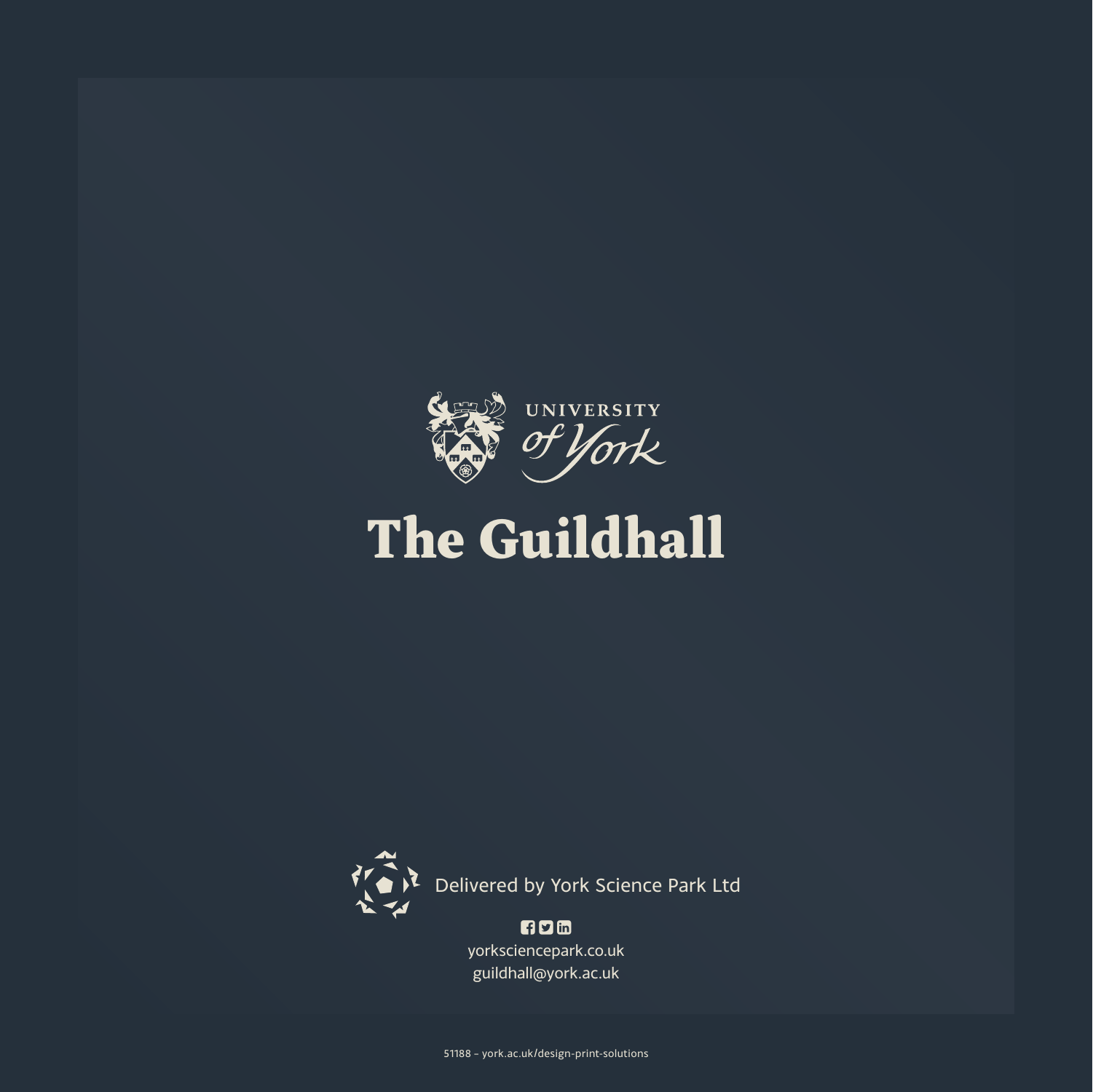UNIVERSITY of York

# The Guildhall

Delivered by York Science Park Ltd

yorksciencepark.co.uk
guildhall@york.ac.uk

51188 – york.ac.uk/design-print-solutions